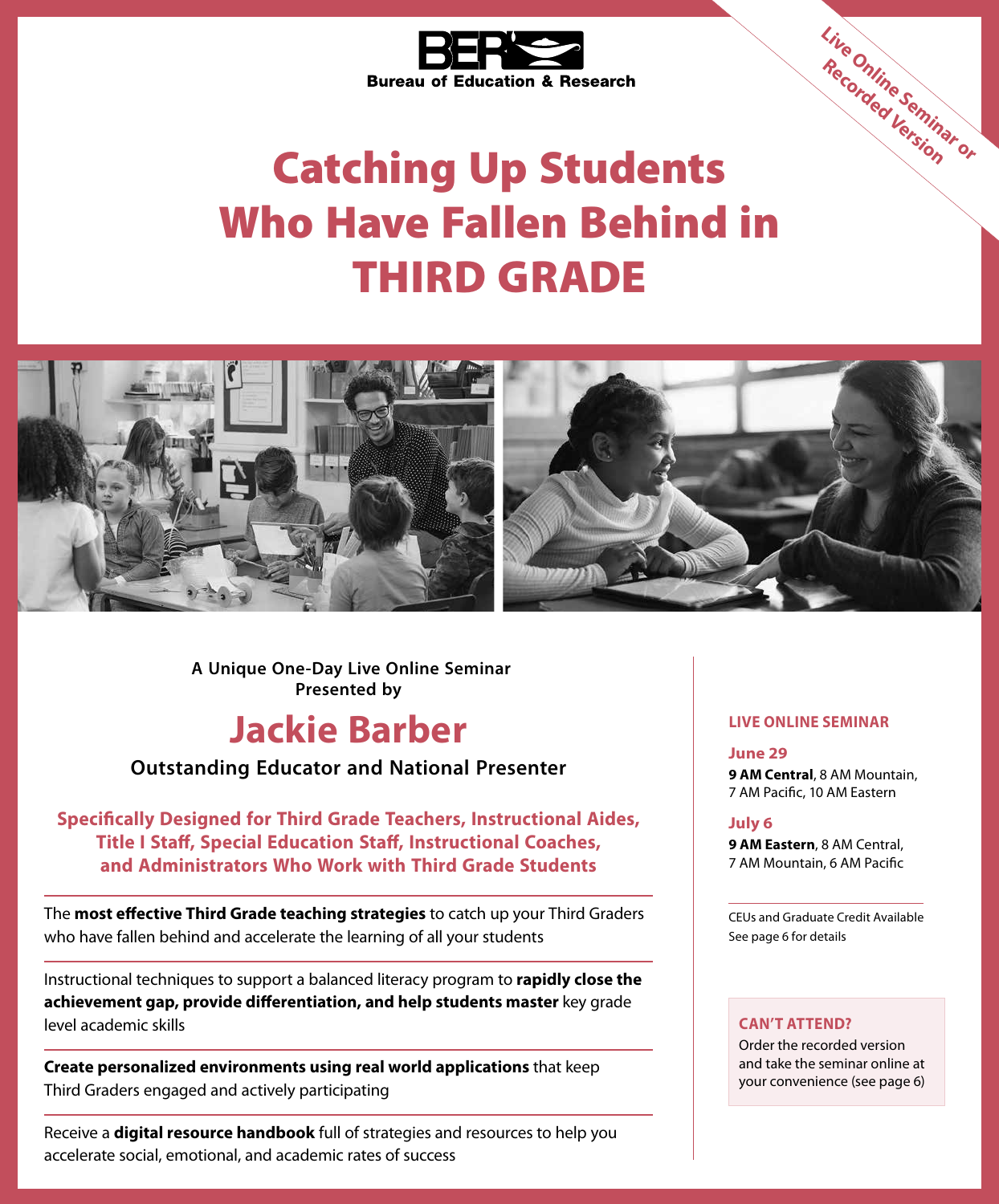**BER**
Bureau of Education & Research

*Live Online Seminar or Recorded Version*

# Catching Up Students Who Have Fallen Behind in THIRD GRADE

A Unique One-Day Live Online Seminar
Presented by

## Jackie Barber

**Outstanding Educator and National Presenter**

**Specifically Designed for Third Grade Teachers, Instructional Aides, Title I Staff, Special Education Staff, Instructional Coaches, and Administrators Who Work with Third Grade Students**

---

The **most effective Third Grade teaching strategies** to catch up your Third Graders who have fallen behind and accelerate the learning of all your students

---

Instructional techniques to support a balanced literacy program to **rapidly close the achievement gap, provide differentiation, and help students master** key grade level academic skills

---

**Create personalized environments using real world applications** that keep Third Graders engaged and actively participating

---

Receive a **digital resource handbook** full of strategies and resources to help you accelerate social, emotional, and academic rates of success

---

### LIVE ONLINE SEMINAR

**June 29**
**9 AM Central**, 8 AM Mountain, 7 AM Pacific, 10 AM Eastern

**July 6**
**9 AM Eastern**, 8 AM Central, 7 AM Mountain, 6 AM Pacific

CEUs and Graduate Credit Available
See page 6 for details

**CAN'T ATTEND?**
Order the recorded version and take the seminar online at your convenience (see page 6)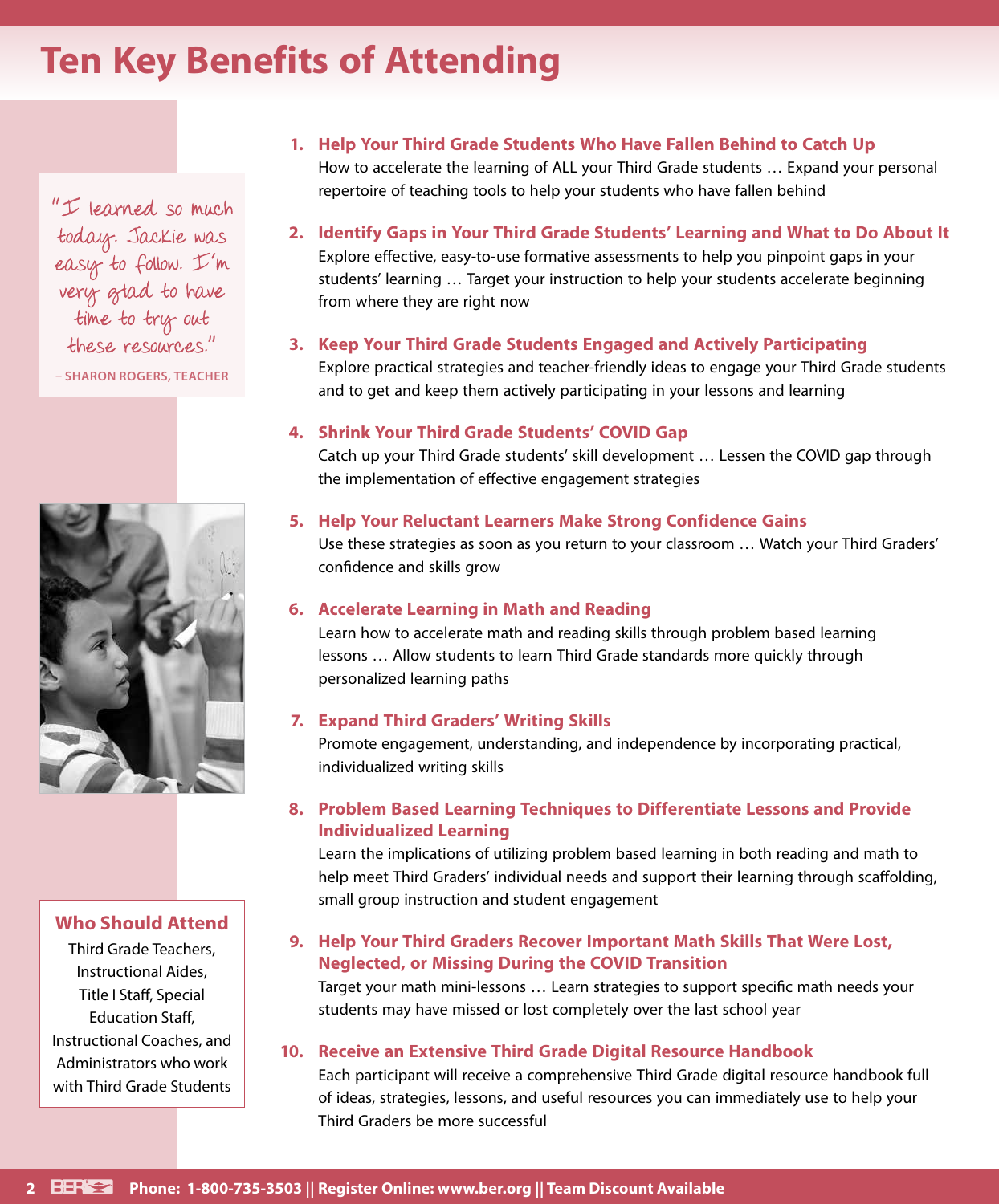# Ten Key Benefits of Attending

"I learned so much today. Jackie was easy to follow. I'm very glad to have time to try out these resources."

– SHARON ROGERS, TEACHER

1. **Help Your Third Grade Students Who Have Fallen Behind to Catch Up**
   How to accelerate the learning of ALL your Third Grade students … Expand your personal repertoire of teaching tools to help your students who have fallen behind

2. **Identify Gaps in Your Third Grade Students' Learning and What to Do About It**
   Explore effective, easy-to-use formative assessments to help you pinpoint gaps in your students' learning … Target your instruction to help your students accelerate beginning from where they are right now

3. **Keep Your Third Grade Students Engaged and Actively Participating**
   Explore practical strategies and teacher-friendly ideas to engage your Third Grade students and to get and keep them actively participating in your lessons and learning

4. **Shrink Your Third Grade Students' COVID Gap**
   Catch up your Third Grade students' skill development … Lessen the COVID gap through the implementation of effective engagement strategies

5. **Help Your Reluctant Learners Make Strong Confidence Gains**
   Use these strategies as soon as you return to your classroom … Watch your Third Graders' confidence and skills grow

6. **Accelerate Learning in Math and Reading**
   Learn how to accelerate math and reading skills through problem based learning lessons … Allow students to learn Third Grade standards more quickly through personalized learning paths

7. **Expand Third Graders' Writing Skills**
   Promote engagement, understanding, and independence by incorporating practical, individualized writing skills

8. **Problem Based Learning Techniques to Differentiate Lessons and Provide Individualized Learning**
   Learn the implications of utilizing problem based learning in both reading and math to help meet Third Graders' individual needs and support their learning through scaffolding, small group instruction and student engagement

9. **Help Your Third Graders Recover Important Math Skills That Were Lost, Neglected, or Missing During the COVID Transition**
   Target your math mini-lessons … Learn strategies to support specific math needs your students may have missed or lost completely over the last school year

10. **Receive an Extensive Third Grade Digital Resource Handbook**
    Each participant will receive a comprehensive Third Grade digital resource handbook full of ideas, strategies, lessons, and useful resources you can immediately use to help your Third Graders be more successful

## Who Should Attend

Third Grade Teachers, Instructional Aides, Title I Staff, Special Education Staff, Instructional Coaches, and Administrators who work with Third Grade Students

BER Phone: 1-800-735-3503 || Register Online: www.ber.org || Team Discount Available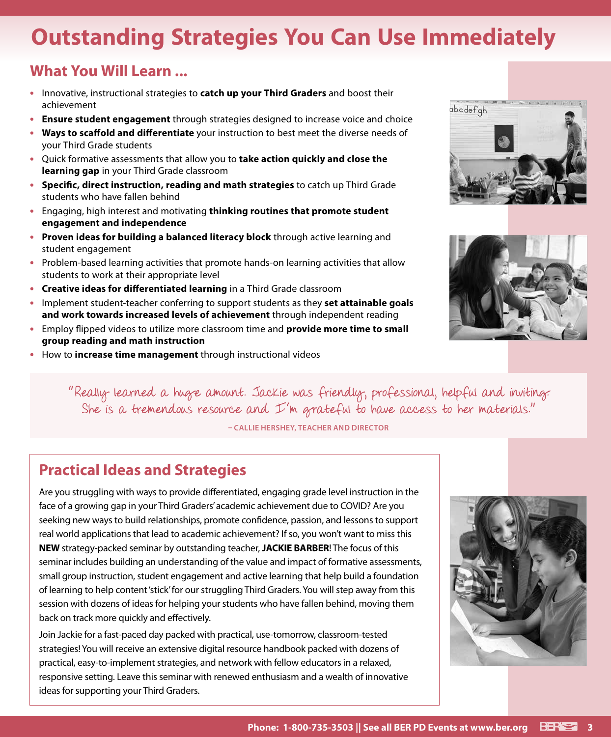# Outstanding Strategies You Can Use Immediately

## What You Will Learn ...

- Innovative, instructional strategies to **catch up your Third Graders** and boost their achievement
- **Ensure student engagement** through strategies designed to increase voice and choice
- **Ways to scaffold and differentiate** your instruction to best meet the diverse needs of your Third Grade students
- Quick formative assessments that allow you to **take action quickly and close the learning gap** in your Third Grade classroom
- **Specific, direct instruction, reading and math strategies** to catch up Third Grade students who have fallen behind
- Engaging, high interest and motivating **thinking routines that promote student engagement and independence**
- **Proven ideas for building a balanced literacy block** through active learning and student engagement
- Problem-based learning activities that promote hands-on learning activities that allow students to work at their appropriate level
- **Creative ideas for differentiated learning** in a Third Grade classroom
- Implement student-teacher conferring to support students as they **set attainable goals and work towards increased levels of achievement** through independent reading
- Employ flipped videos to utilize more classroom time and **provide more time to small group reading and math instruction**
- How to **increase time management** through instructional videos

> "Really learned a huge amount. Jackie was friendly, professional, helpful and inviting. She is a tremendous resource and I'm grateful to have access to her materials."
>
> – CALLIE HERSHEY, TEACHER AND DIRECTOR

## Practical Ideas and Strategies

Are you struggling with ways to provide differentiated, engaging grade level instruction in the face of a growing gap in your Third Graders' academic achievement due to COVID? Are you seeking new ways to build relationships, promote confidence, passion, and lessons to support real world applications that lead to academic achievement? If so, you won't want to miss this **NEW** strategy-packed seminar by outstanding teacher, **JACKIE BARBER**! The focus of this seminar includes building an understanding of the value and impact of formative assessments, small group instruction, student engagement and active learning that help build a foundation of learning to help content 'stick' for our struggling Third Graders. You will step away from this session with dozens of ideas for helping your students who have fallen behind, moving them back on track more quickly and effectively.

Join Jackie for a fast-paced day packed with practical, use-tomorrow, classroom-tested strategies! You will receive an extensive digital resource handbook packed with dozens of practical, easy-to-implement strategies, and network with fellow educators in a relaxed, responsive setting. Leave this seminar with renewed enthusiasm and a wealth of innovative ideas for supporting your Third Graders.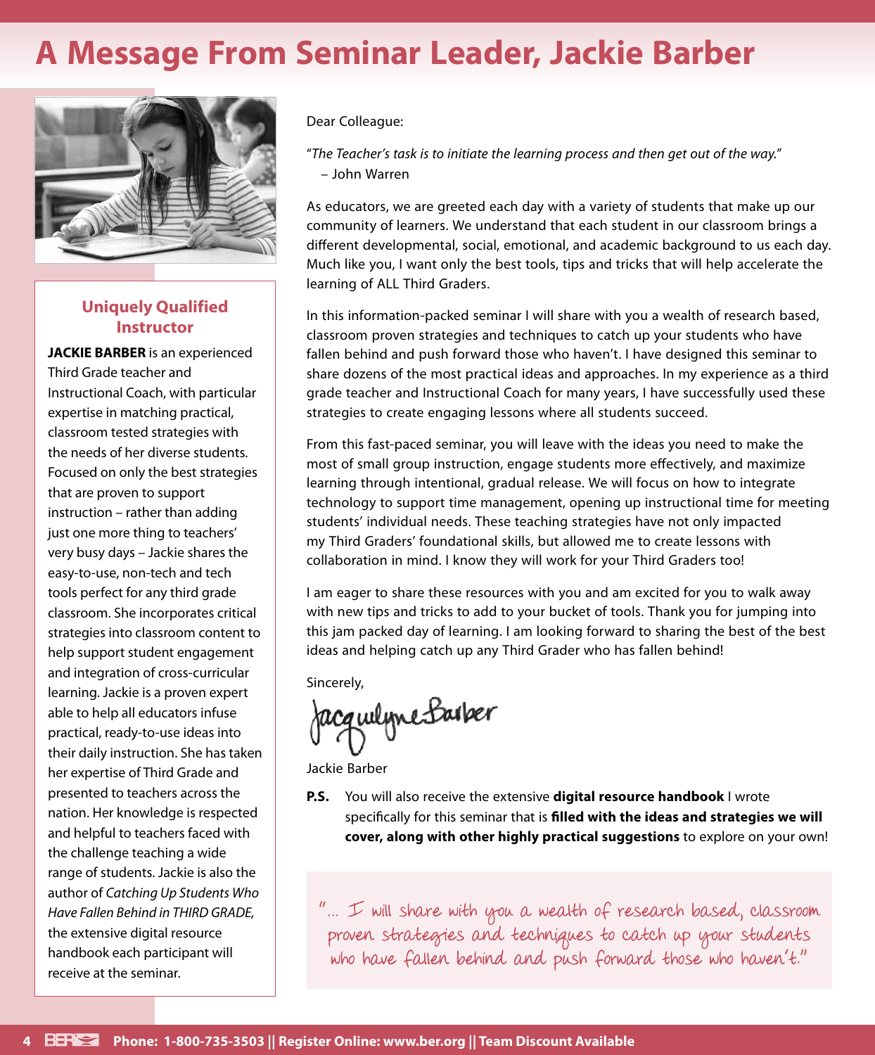# A Message From Seminar Leader, Jackie Barber

### Uniquely Qualified Instructor

**JACKIE BARBER** is an experienced Third Grade teacher and Instructional Coach, with particular expertise in matching practical, classroom tested strategies with the needs of her diverse students. Focused on only the best strategies that are proven to support instruction – rather than adding just one more thing to teachers' very busy days – Jackie shares the easy-to-use, non-tech and tech tools perfect for any third grade classroom. She incorporates critical strategies into classroom content to help support student engagement and integration of cross-curricular learning. Jackie is a proven expert able to help all educators infuse practical, ready-to-use ideas into their daily instruction. She has taken her expertise of Third Grade and presented to teachers across the nation. Her knowledge is respected and helpful to teachers faced with the challenge teaching a wide range of students. Jackie is also the author of *Catching Up Students Who Have Fallen Behind in THIRD GRADE,* the extensive digital resource handbook each participant will receive at the seminar.

Dear Colleague:

"*The Teacher's task is to initiate the learning process and then get out of the way.*"
– John Warren

As educators, we are greeted each day with a variety of students that make up our community of learners. We understand that each student in our classroom brings a different developmental, social, emotional, and academic background to us each day. Much like you, I want only the best tools, tips and tricks that will help accelerate the learning of ALL Third Graders.

In this information-packed seminar I will share with you a wealth of research based, classroom proven strategies and techniques to catch up your students who have fallen behind and push forward those who haven't. I have designed this seminar to share dozens of the most practical ideas and approaches. In my experience as a third grade teacher and Instructional Coach for many years, I have successfully used these strategies to create engaging lessons where all students succeed.

From this fast-paced seminar, you will leave with the ideas you need to make the most of small group instruction, engage students more effectively, and maximize learning through intentional, gradual release. We will focus on how to integrate technology to support time management, opening up instructional time for meeting students' individual needs. These teaching strategies have not only impacted my Third Graders' foundational skills, but allowed me to create lessons with collaboration in mind. I know they will work for your Third Graders too!

I am eager to share these resources with you and am excited for you to walk away with new tips and tricks to add to your bucket of tools. Thank you for jumping into this jam packed day of learning. I am looking forward to sharing the best of the best ideas and helping catch up any Third Grader who has fallen behind!

Sincerely,

Jacqulyne Barber

Jackie Barber

**P.S.** You will also receive the extensive **digital resource handbook** I wrote specifically for this seminar that is **filled with the ideas and strategies we will cover, along with other highly practical suggestions** to explore on your own!

"... I will share with you a wealth of research based, classroom proven strategies and techniques to catch up your students who have fallen behind and push forward those who haven't."

Phone: 1-800-735-3503 || Register Online: www.ber.org || Team Discount Available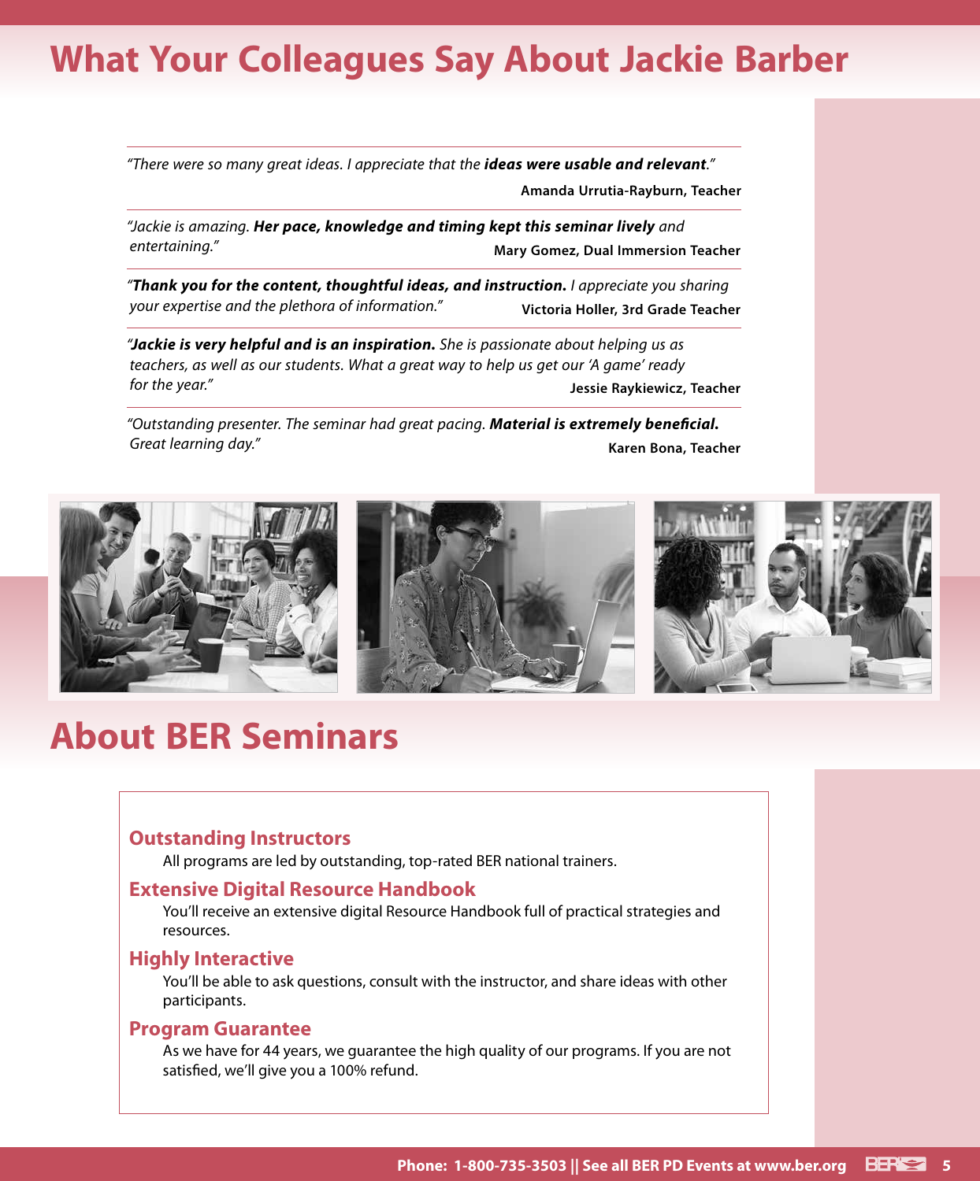# What Your Colleagues Say About Jackie Barber

*"There were so many great ideas. I appreciate that the* ***ideas were usable and relevant****."*

**Amanda Urrutia-Rayburn, Teacher**

*"Jackie is amazing.* ***Her pace, knowledge and timing kept this seminar lively*** *and entertaining."*

**Mary Gomez, Dual Immersion Teacher**

*"****Thank you for the content, thoughtful ideas, and instruction.*** *I appreciate you sharing your expertise and the plethora of information."*

**Victoria Holler, 3rd Grade Teacher**

*"****Jackie is very helpful and is an inspiration.*** *She is passionate about helping us as teachers, as well as our students. What a great way to help us get our 'A game' ready for the year."*

**Jessie Raykiewicz, Teacher**

*"Outstanding presenter. The seminar had great pacing.* ***Material is extremely beneficial.*** *Great learning day."*

**Karen Bona, Teacher**

# About BER Seminars

### Outstanding Instructors

All programs are led by outstanding, top-rated BER national trainers.

### Extensive Digital Resource Handbook

You'll receive an extensive digital Resource Handbook full of practical strategies and resources.

### Highly Interactive

You'll be able to ask questions, consult with the instructor, and share ideas with other participants.

### Program Guarantee

As we have for 44 years, we guarantee the high quality of our programs. If you are not satisfied, we'll give you a 100% refund.

**Phone: 1-800-735-3503 || See all BER PD Events at www.ber.org**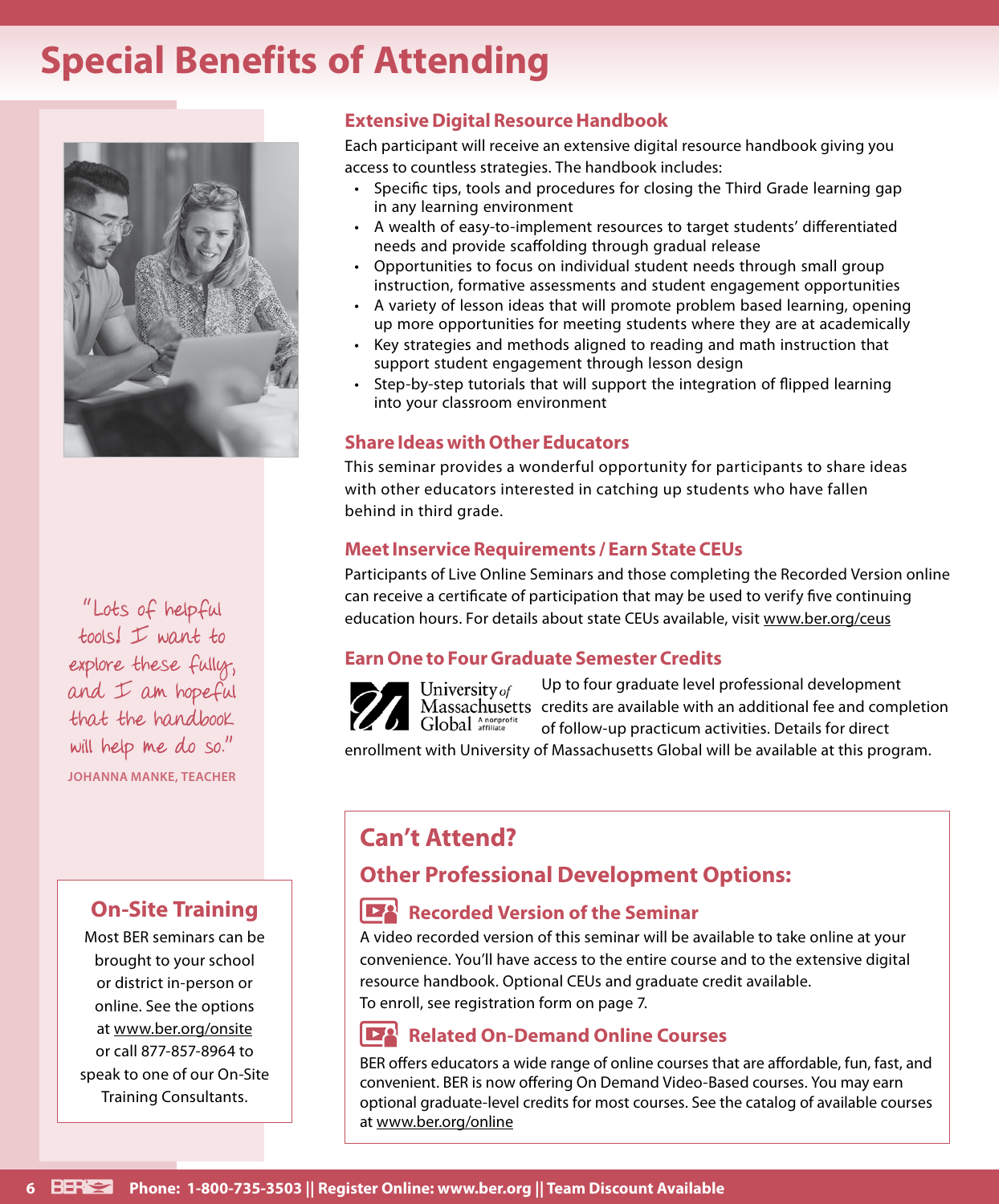# Special Benefits of Attending

## Extensive Digital Resource Handbook

Each participant will receive an extensive digital resource handbook giving you access to countless strategies. The handbook includes:

- Specific tips, tools and procedures for closing the Third Grade learning gap in any learning environment
- A wealth of easy-to-implement resources to target students' differentiated needs and provide scaffolding through gradual release
- Opportunities to focus on individual student needs through small group instruction, formative assessments and student engagement opportunities
- A variety of lesson ideas that will promote problem based learning, opening up more opportunities for meeting students where they are at academically
- Key strategies and methods aligned to reading and math instruction that support student engagement through lesson design
- Step-by-step tutorials that will support the integration of flipped learning into your classroom environment

## Share Ideas with Other Educators

This seminar provides a wonderful opportunity for participants to share ideas with other educators interested in catching up students who have fallen behind in third grade.

## Meet Inservice Requirements / Earn State CEUs

Participants of Live Online Seminars and those completing the Recorded Version online can receive a certificate of participation that may be used to verify five continuing education hours. For details about state CEUs available, visit www.ber.org/ceus

## Earn One to Four Graduate Semester Credits

University of Massachusetts Global A nonprofit affiliate

Up to four graduate level professional development credits are available with an additional fee and completion of follow-up practicum activities. Details for direct enrollment with University of Massachusetts Global will be available at this program.

"Lots of helpful tools! I want to explore these fully, and I am hopeful that the handbook will help me do so."

**JOHANNA MANKE, TEACHER**

## On-Site Training

Most BER seminars can be brought to your school or district in-person or online. See the options at www.ber.org/onsite or call 877-857-8964 to speak to one of our On-Site Training Consultants.

## Can't Attend?

## Other Professional Development Options:

### Recorded Version of the Seminar

A video recorded version of this seminar will be available to take online at your convenience. You'll have access to the entire course and to the extensive digital resource handbook. Optional CEUs and graduate credit available.
To enroll, see registration form on page 7.

### Related On-Demand Online Courses

BER offers educators a wide range of online courses that are affordable, fun, fast, and convenient. BER is now offering On Demand Video-Based courses. You may earn optional graduate-level credits for most courses. See the catalog of available courses at www.ber.org/online

**Phone: 1-800-735-3503 || Register Online: www.ber.org || Team Discount Available**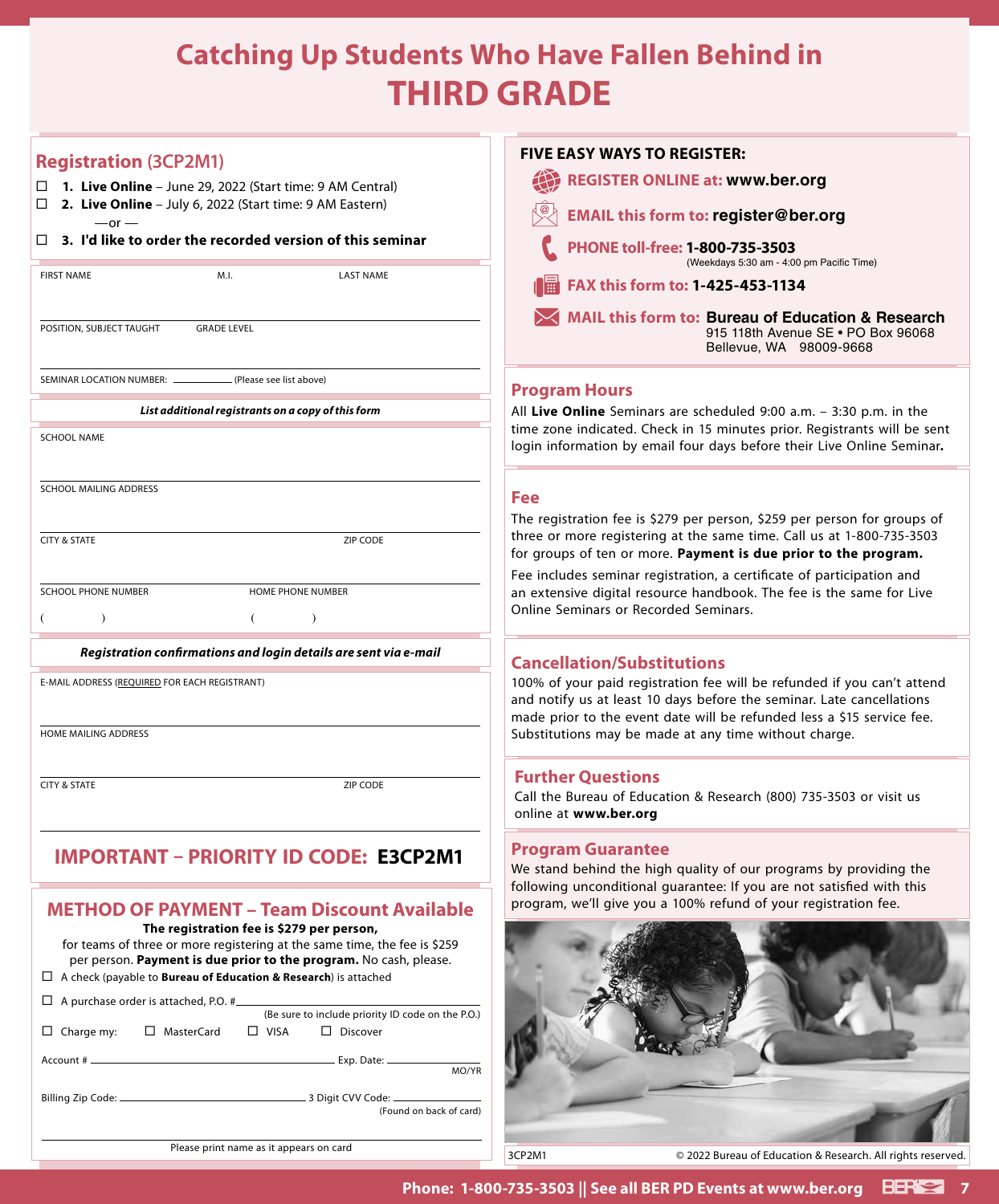# Catching Up Students Who Have Fallen Behind in THIRD GRADE

## Registration (3CP2M1)

- ☐ **1. Live Online** – June 29, 2022 (Start time: 9 AM Central)
- ☐ **2. Live Online** – July 6, 2022 (Start time: 9 AM Eastern)

—or —

- ☐ **3. I'd like to order the recorded version of this seminar**

FIRST NAME M.I. LAST NAME

POSITION, SUBJECT TAUGHT GRADE LEVEL

SEMINAR LOCATION NUMBER: ____________ (Please see list above)

***List additional registrants on a copy of this form***

SCHOOL NAME

SCHOOL MAILING ADDRESS

CITY & STATE ZIP CODE

SCHOOL PHONE NUMBER HOME PHONE NUMBER

( ) ( )

***Registration confirmations and login details are sent via e-mail***

E-MAIL ADDRESS (REQUIRED FOR EACH REGISTRANT)

HOME MAILING ADDRESS

CITY & STATE ZIP CODE

## IMPORTANT – PRIORITY ID CODE: E3CP2M1

## METHOD OF PAYMENT – Team Discount Available

**The registration fee is $279 per person,** for teams of three or more registering at the same time, the fee is $259 per person. **Payment is due prior to the program.** No cash, please.

- ☐ A check (payable to **Bureau of Education & Research**) is attached
- ☐ A purchase order is attached, P.O. # ____________ (Be sure to include priority ID code on the P.O.)
- ☐ Charge my: ☐ MasterCard ☐ VISA ☐ Discover

Account # ____________ Exp. Date: ____________ MO/YR

Billing Zip Code: ____________ 3 Digit CVV Code: ____________ (Found on back of card)

Please print name as it appears on card

### FIVE EASY WAYS TO REGISTER:

- **REGISTER ONLINE at: www.ber.org**
- **EMAIL this form to: register@ber.org**
- **PHONE toll-free: 1-800-735-3503** (Weekdays 5:30 am - 4:00 pm Pacific Time)
- **FAX this form to: 1-425-453-1134**
- **MAIL this form to: Bureau of Education & Research** 915 118th Avenue SE • PO Box 96068 Bellevue, WA 98009-9668

## Program Hours

All **Live Online** Seminars are scheduled 9:00 a.m. – 3:30 p.m. in the time zone indicated. Check in 15 minutes prior. Registrants will be sent login information by email four days before their Live Online Seminar**.**

## Fee

The registration fee is $279 per person, $259 per person for groups of three or more registering at the same time. Call us at 1-800-735-3503 for groups of ten or more. **Payment is due prior to the program.**

Fee includes seminar registration, a certificate of participation and an extensive digital resource handbook. The fee is the same for Live Online Seminars or Recorded Seminars.

## Cancellation/Substitutions

100% of your paid registration fee will be refunded if you can't attend and notify us at least 10 days before the seminar. Late cancellations made prior to the event date will be refunded less a $15 service fee. Substitutions may be made at any time without charge.

## Further Questions

Call the Bureau of Education & Research (800) 735-3503 or visit us online at **www.ber.org**

## Program Guarantee

We stand behind the high quality of our programs by providing the following unconditional guarantee: If you are not satisfied with this program, we'll give you a 100% refund of your registration fee.

3CP2M1 © 2022 Bureau of Education & Research. All rights reserved.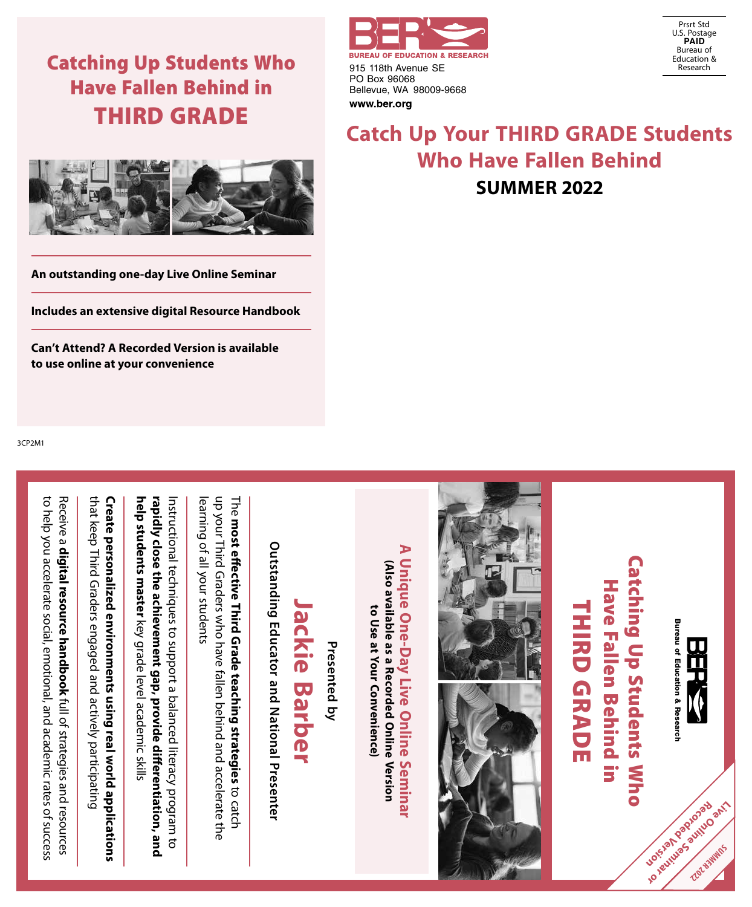# Catching Up Students Who Have Fallen Behind in THIRD GRADE

**An outstanding one-day Live Online Seminar**

**Includes an extensive digital Resource Handbook**

**Can't Attend? A Recorded Version is available to use online at your convenience**

3CP2M1

BER
BUREAU OF EDUCATION & RESEARCH
915 118th Avenue SE
PO Box 96068
Bellevue, WA 98009-9668
**www.ber.org**

Prsrt Std
U.S. Postage
**PAID**
Bureau of
Education &
Research

## Catch Up Your THIRD GRADE Students Who Have Fallen Behind

**SUMMER 2022**

BER
Bureau of Education & Research

# Catching Up Students Who Have Fallen Behind in THIRD GRADE

Live Online Seminar or Recorded Version
SUMMER 2022

**A Unique One-Day Live Online Seminar**
**(Also available as a Recorded Online Version to Use at Your Convenience)**

Presented by

## Jackie Barber

**Outstanding Educator and National Presenter**

- The **most effective Third Grade teaching strategies** to catch up your Third Graders who have fallen behind and accelerate the learning of all your students
- Instructional techniques to support a balanced literacy program to **rapidly close the achievement gap, provide differentiation, and help students master** key grade level academic skills
- **Create personalized environments using real world applications** that keep Third Graders engaged and actively participating
- Receive a **digital resource handbook** full of strategies and resources to help you accelerate social, emotional, and academic rates of success